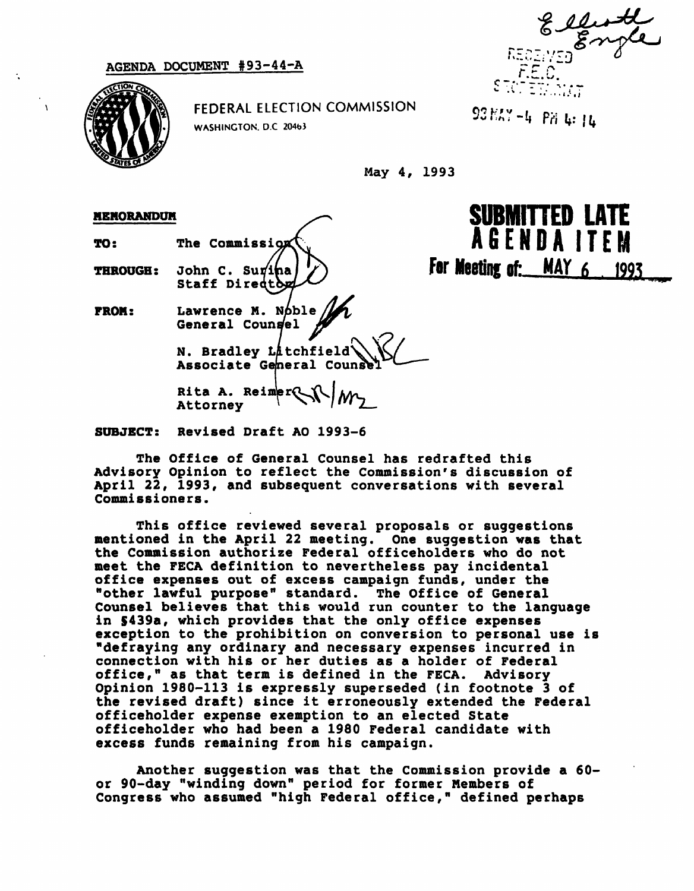AGENDA DOCUMENT #93-44-A

RECEIVED
F.E.C.
SECRETARIAT

93 MAY -4 PM 4: 14

FEDERAL ELECTION COMMISSION
WASHINGTON, D.C. 20463

May 4, 1993

**SUBMITTED LATE AGENDA ITEM**
**For Meeting of: MAY 6 1993**

**MEMORANDUM**

**TO:** The Commission

**THROUGH:** John C. Surina
Staff Director

**FROM:** Lawrence M. Noble
General Counsel

N. Bradley Litchfield
Associate General Counsel

Rita A. Reimer
Attorney

**SUBJECT:** Revised Draft AO 1993-6

The Office of General Counsel has redrafted this Advisory Opinion to reflect the Commission's discussion of April 22, 1993, and subsequent conversations with several Commissioners.

This office reviewed several proposals or suggestions mentioned in the April 22 meeting. One suggestion was that the Commission authorize Federal officeholders who do not meet the FECA definition to nevertheless pay incidental office expenses out of excess campaign funds, under the "other lawful purpose" standard. The Office of General Counsel believes that this would run counter to the language in §439a, which provides that the only office expenses exception to the prohibition on conversion to personal use is "defraying any ordinary and necessary expenses incurred in connection with his or her duties as a holder of Federal office," as that term is defined in the FECA. Advisory Opinion 1980-113 is expressly superseded (in footnote 3 of the revised draft) since it erroneously extended the Federal officeholder expense exemption to an elected State officeholder who had been a 1980 Federal candidate with excess funds remaining from his campaign.

Another suggestion was that the Commission provide a 60- or 90-day "winding down" period for former Members of Congress who assumed "high Federal office," defined perhaps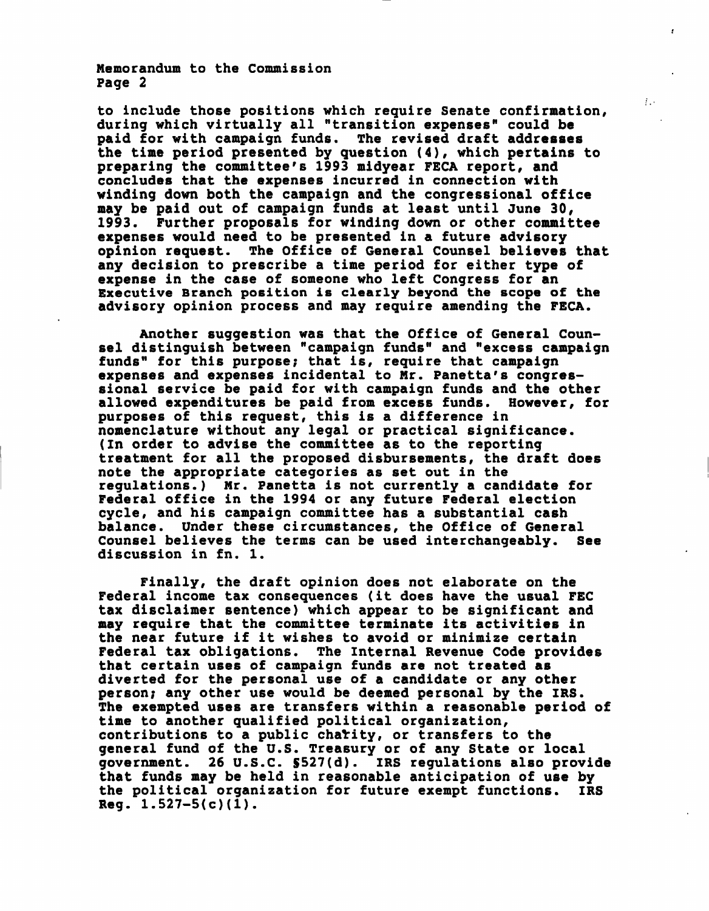to include those positions which require Senate confirmation, during which virtually all "transition expenses" could be paid for with campaign funds. The revised draft addresses the time period presented by question (4), which pertains to preparing the committee's 1993 midyear FECA report, and concludes that the expenses incurred in connection with winding down both the campaign and the congressional office may be paid out of campaign funds at least until June 30, 1993. Further proposals for winding down or other committee expenses would need to be presented in a future advisory opinion request. The Office of General Counsel believes that any decision to prescribe a time period for either type of expense in the case of someone who left Congress for an Executive Branch position is clearly beyond the scope of the advisory opinion process and may require amending the FECA.

Another suggestion was that the Office of General Counsel distinguish between "campaign funds" and "excess campaign funds" for this purpose; that is, require that campaign expenses and expenses incidental to Mr. Panetta's congressional service be paid for with campaign funds and the other allowed expenditures be paid from excess funds. However, for purposes of this request, this is a difference in nomenclature without any legal or practical significance. (In order to advise the committee as to the reporting treatment for all the proposed disbursements, the draft does note the appropriate categories as set out in the regulations.) Mr. Panetta is not currently a candidate for Federal office in the 1994 or any future Federal election cycle, and his campaign committee has a substantial cash balance. Under these circumstances, the Office of General Counsel believes the terms can be used interchangeably. See discussion in fn. 1.

Finally, the draft opinion does not elaborate on the Federal income tax consequences (it does have the usual FEC tax disclaimer sentence) which appear to be significant and may require that the committee terminate its activities in the near future if it wishes to avoid or minimize certain Federal tax obligations. The Internal Revenue Code provides that certain uses of campaign funds are not treated as diverted for the personal use of a candidate or any other person; any other use would be deemed personal by the IRS. The exempted uses are transfers within a reasonable period of time to another qualified political organization, contributions to a public charity, or transfers to the general fund of the U.S. Treasury or of any State or local government. 26 U.S.C. §527(d). IRS regulations also provide that funds may be held in reasonable anticipation of use by the political organization for future exempt functions. IRS Reg. 1.527-5(c)(1).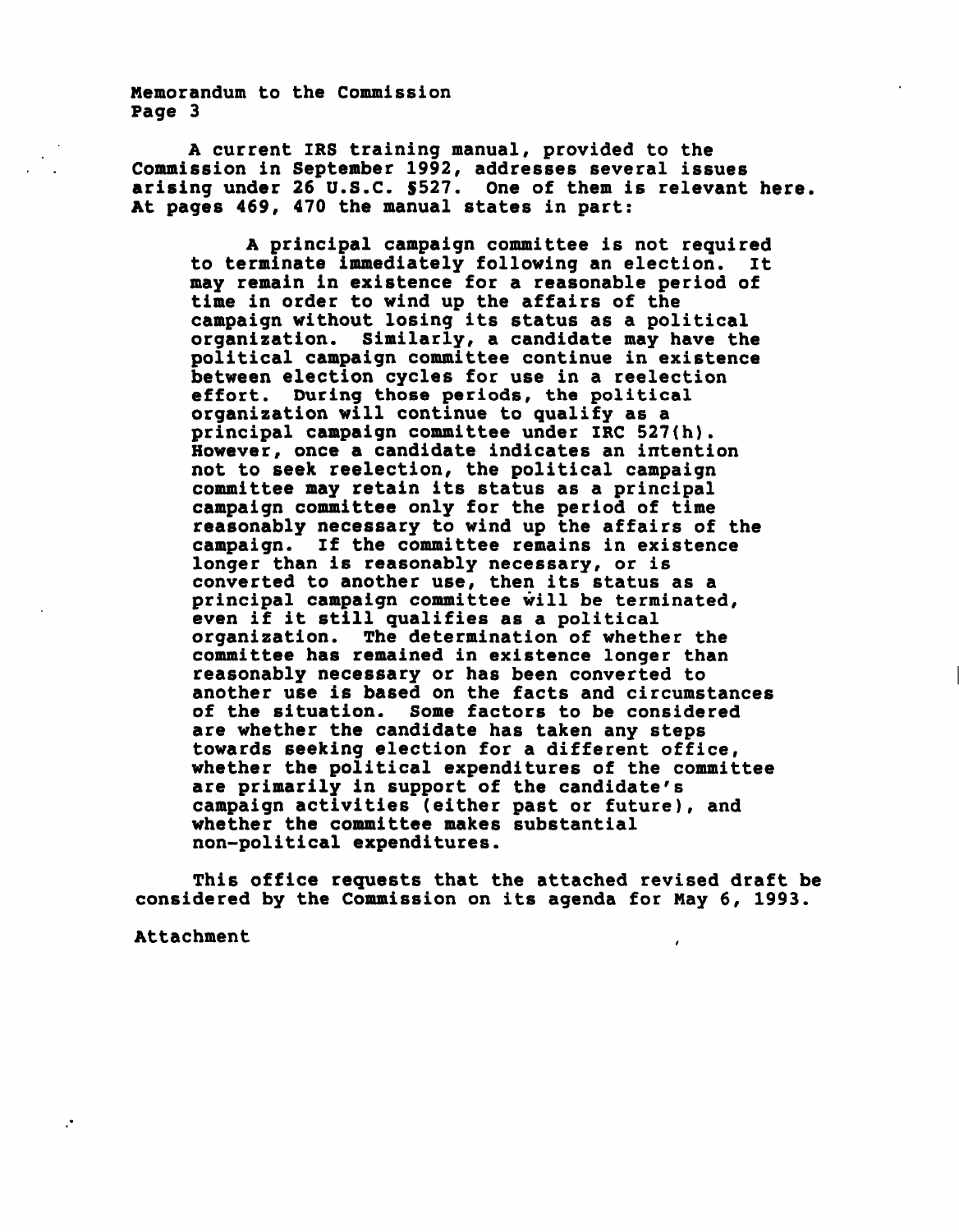A current IRS training manual, provided to the Commission in September 1992, addresses several issues arising under 26 U.S.C. §527. One of them is relevant here. At pages 469, 470 the manual states in part:

> A principal campaign committee is not required to terminate immediately following an election. It may remain in existence for a reasonable period of time in order to wind up the affairs of the campaign without losing its status as a political organization. Similarly, a candidate may have the political campaign committee continue in existence between election cycles for use in a reelection effort. During those periods, the political organization will continue to qualify as a principal campaign committee under IRC 527(h). However, once a candidate indicates an intention not to seek reelection, the political campaign committee may retain its status as a principal campaign committee only for the period of time reasonably necessary to wind up the affairs of the campaign. If the committee remains in existence longer than is reasonably necessary, or is converted to another use, then its status as a principal campaign committee will be terminated, even if it still qualifies as a political organization. The determination of whether the committee has remained in existence longer than reasonably necessary or has been converted to another use is based on the facts and circumstances of the situation. Some factors to be considered are whether the candidate has taken any steps towards seeking election for a different office, whether the political expenditures of the committee are primarily in support of the candidate's campaign activities (either past or future), and whether the committee makes substantial non-political expenditures.

This office requests that the attached revised draft be considered by the Commission on its agenda for May 6, 1993.

Attachment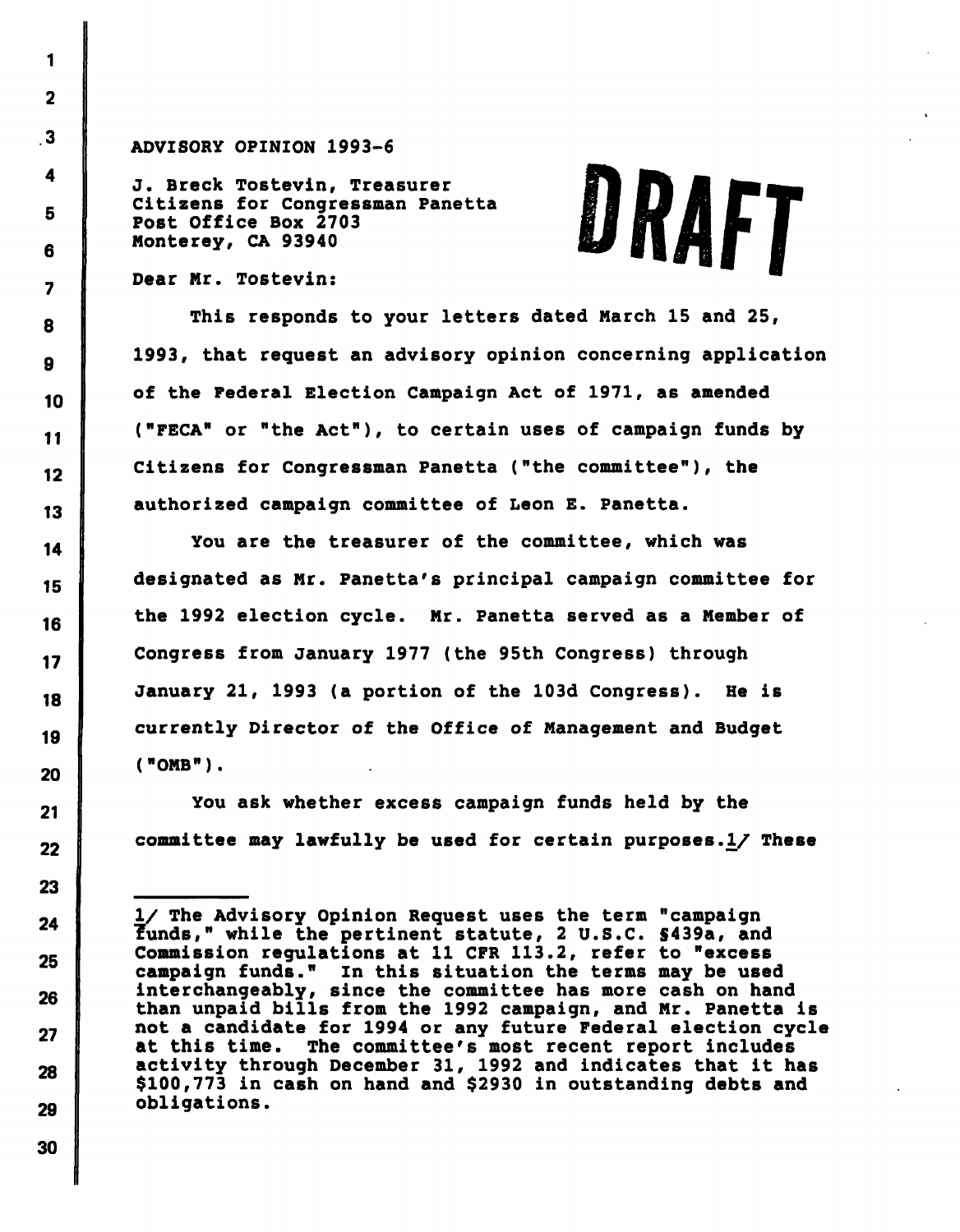ADVISORY OPINION 1993-6

J. Breck Tostevin, Treasurer
Citizens for Congressman Panetta
Post Office Box 2703
Monterey, CA 93940

DRAFT

Dear Mr. Tostevin:

This responds to your letters dated March 15 and 25, 1993, that request an advisory opinion concerning application of the Federal Election Campaign Act of 1971, as amended ("FECA" or "the Act"), to certain uses of campaign funds by Citizens for Congressman Panetta ("the committee"), the authorized campaign committee of Leon E. Panetta.

You are the treasurer of the committee, which was designated as Mr. Panetta's principal campaign committee for the 1992 election cycle. Mr. Panetta served as a Member of Congress from January 1977 (the 95th Congress) through January 21, 1993 (a portion of the 103d Congress). He is currently Director of the Office of Management and Budget ("OMB").

You ask whether excess campaign funds held by the committee may lawfully be used for certain purposes.1/ These

---

1/ The Advisory Opinion Request uses the term "campaign funds," while the pertinent statute, 2 U.S.C. §439a, and Commission regulations at 11 CFR 113.2, refer to "excess campaign funds." In this situation the terms may be used interchangeably, since the committee has more cash on hand than unpaid bills from the 1992 campaign, and Mr. Panetta is not a candidate for 1994 or any future Federal election cycle at this time. The committee's most recent report includes activity through December 31, 1992 and indicates that it has $100,773 in cash on hand and $2930 in outstanding debts and obligations.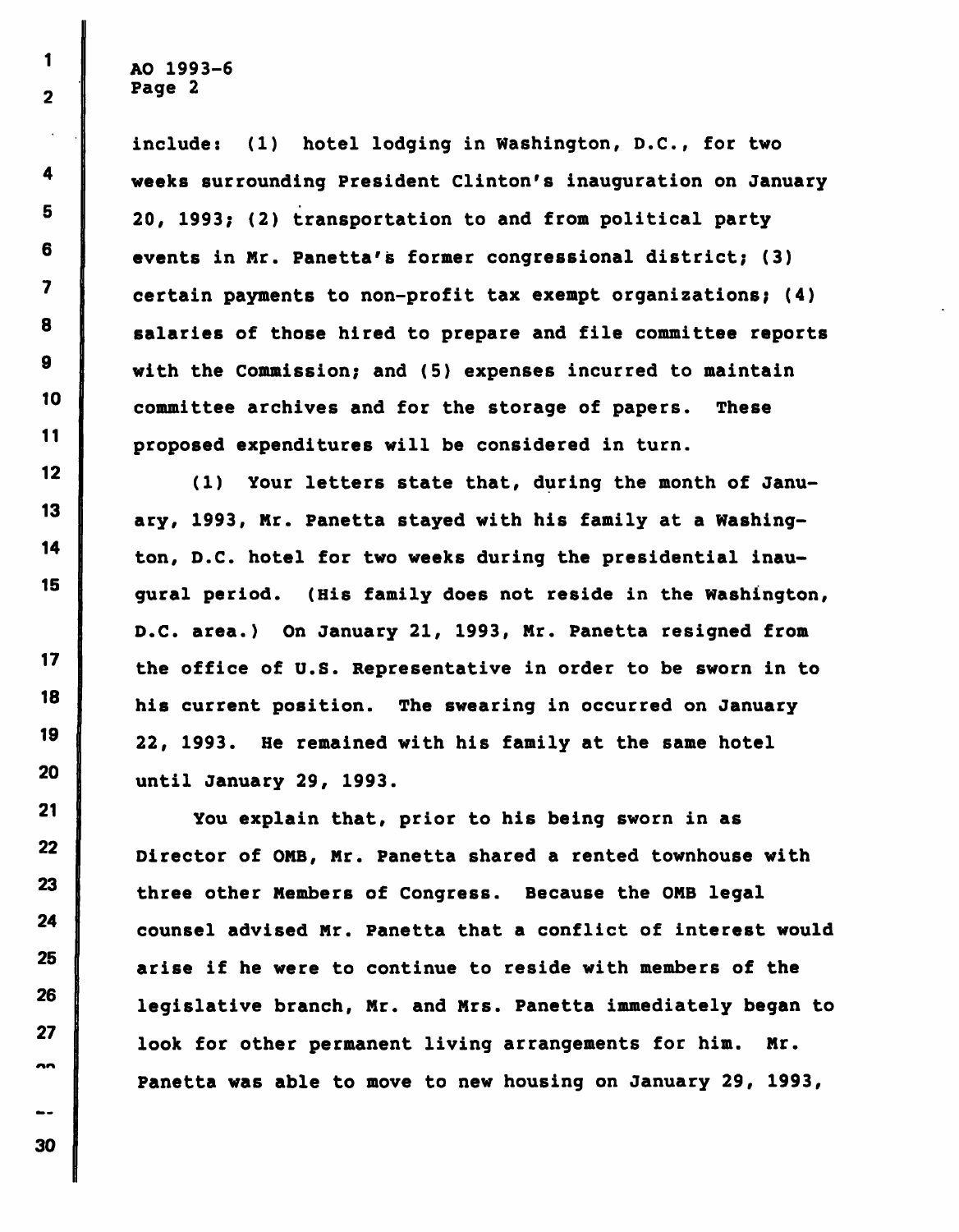include: (1) hotel lodging in Washington, D.C., for two weeks surrounding President Clinton's inauguration on January 20, 1993; (2) transportation to and from political party events in Mr. Panetta's former congressional district; (3) certain payments to non-profit tax exempt organizations; (4) salaries of those hired to prepare and file committee reports with the Commission; and (5) expenses incurred to maintain committee archives and for the storage of papers. These proposed expenditures will be considered in turn.

(1) Your letters state that, during the month of January, 1993, Mr. Panetta stayed with his family at a Washington, D.C. hotel for two weeks during the presidential inaugural period. (His family does not reside in the Washington, D.C. area.) On January 21, 1993, Mr. Panetta resigned from the office of U.S. Representative in order to be sworn in to his current position. The swearing in occurred on January 22, 1993. He remained with his family at the same hotel until January 29, 1993.

You explain that, prior to his being sworn in as Director of OMB, Mr. Panetta shared a rented townhouse with three other Members of Congress. Because the OMB legal counsel advised Mr. Panetta that a conflict of interest would arise if he were to continue to reside with members of the legislative branch, Mr. and Mrs. Panetta immediately began to look for other permanent living arrangements for him. Mr. Panetta was able to move to new housing on January 29, 1993,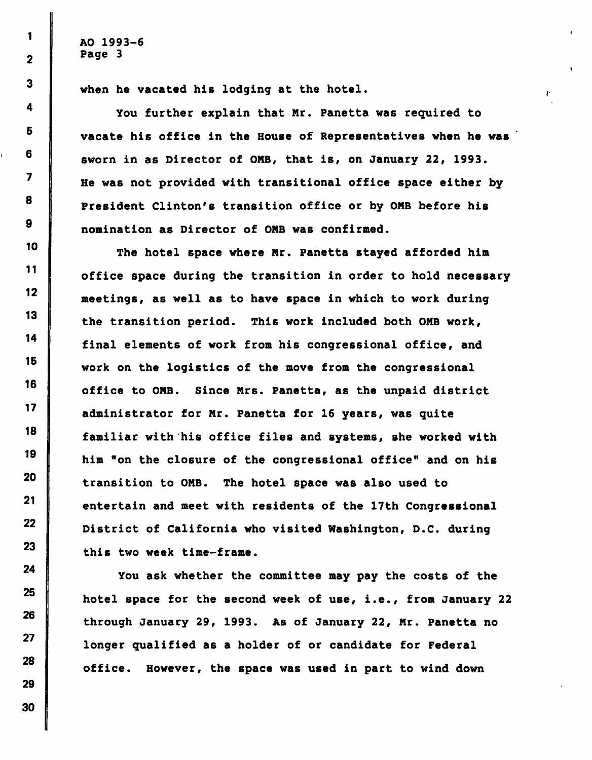when he vacated his lodging at the hotel.

You further explain that Mr. Panetta was required to vacate his office in the House of Representatives when he was sworn in as Director of OMB, that is, on January 22, 1993. He was not provided with transitional office space either by President Clinton's transition office or by OMB before his nomination as Director of OMB was confirmed.

The hotel space where Mr. Panetta stayed afforded him office space during the transition in order to hold necessary meetings, as well as to have space in which to work during the transition period. This work included both OMB work, final elements of work from his congressional office, and work on the logistics of the move from the congressional office to OMB. Since Mrs. Panetta, as the unpaid district administrator for Mr. Panetta for 16 years, was quite familiar with his office files and systems, she worked with him "on the closure of the congressional office" and on his transition to OMB. The hotel space was also used to entertain and meet with residents of the 17th Congressional District of California who visited Washington, D.C. during this two week time-frame.

You ask whether the committee may pay the costs of the hotel space for the second week of use, i.e., from January 22 through January 29, 1993. As of January 22, Mr. Panetta no longer qualified as a holder of or candidate for Federal office. However, the space was used in part to wind down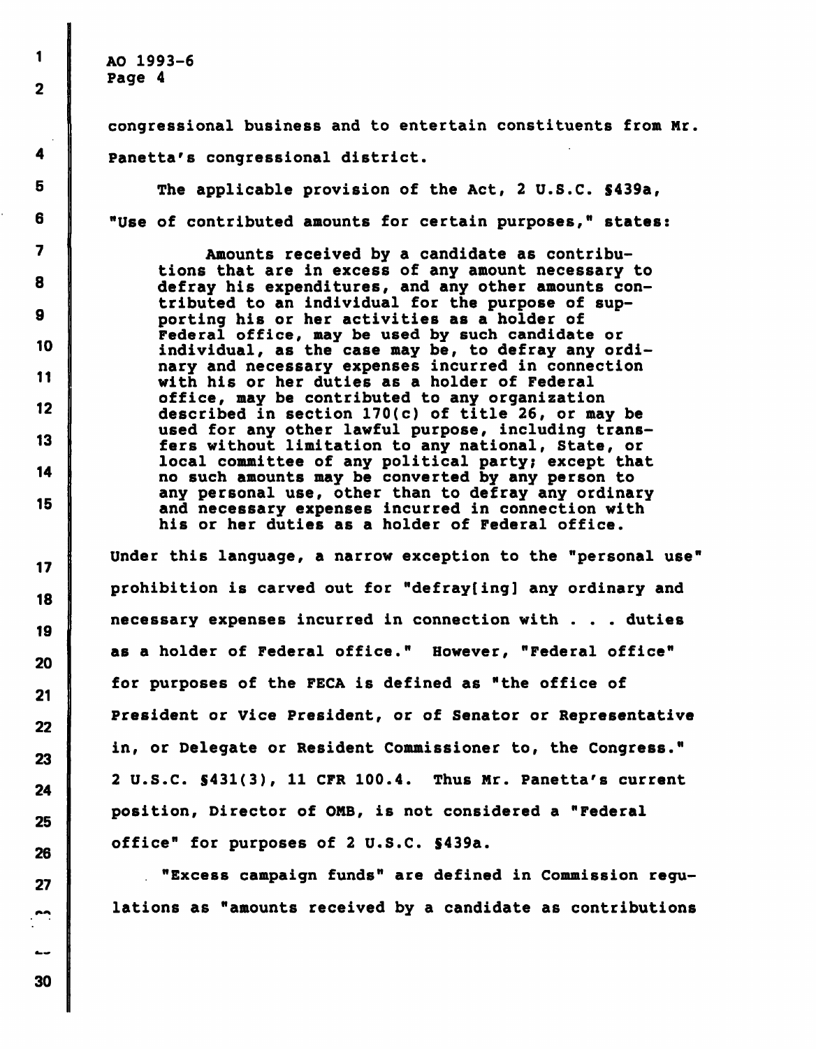congressional business and to entertain constituents from Mr. Panetta's congressional district.

The applicable provision of the Act, 2 U.S.C. §439a, "Use of contributed amounts for certain purposes," states:

> Amounts received by a candidate as contributions that are in excess of any amount necessary to defray his expenditures, and any other amounts contributed to an individual for the purpose of supporting his or her activities as a holder of Federal office, may be used by such candidate or individual, as the case may be, to defray any ordinary and necessary expenses incurred in connection with his or her duties as a holder of Federal office, may be contributed to any organization described in section 170(c) of title 26, or may be used for any other lawful purpose, including transfers without limitation to any national, State, or local committee of any political party; except that no such amounts may be converted by any person to any personal use, other than to defray any ordinary and necessary expenses incurred in connection with his or her duties as a holder of Federal office.

Under this language, a narrow exception to the "personal use" prohibition is carved out for "defray[ing] any ordinary and necessary expenses incurred in connection with . . . duties as a holder of Federal office." However, "Federal office" for purposes of the FECA is defined as "the office of President or Vice President, or of Senator or Representative in, or Delegate or Resident Commissioner to, the Congress." 2 U.S.C. §431(3), 11 CFR 100.4. Thus Mr. Panetta's current position, Director of OMB, is not considered a "Federal office" for purposes of 2 U.S.C. §439a.

"Excess campaign funds" are defined in Commission regulations as "amounts received by a candidate as contributions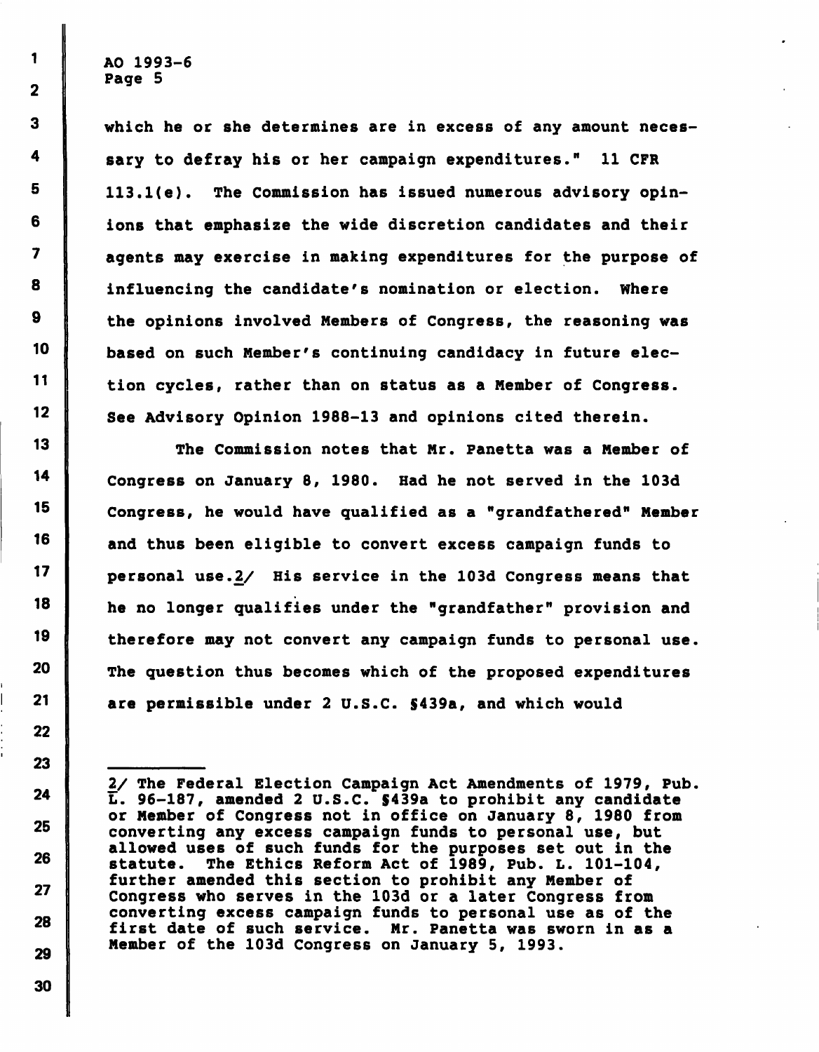which he or she determines are in excess of any amount necessary to defray his or her campaign expenditures." 11 CFR 113.1(e). The Commission has issued numerous advisory opinions that emphasize the wide discretion candidates and their agents may exercise in making expenditures for the purpose of influencing the candidate's nomination or election. Where the opinions involved Members of Congress, the reasoning was based on such Member's continuing candidacy in future election cycles, rather than on status as a Member of Congress. See Advisory Opinion 1988-13 and opinions cited therein.

The Commission notes that Mr. Panetta was a Member of Congress on January 8, 1980. Had he not served in the 103d Congress, he would have qualified as a "grandfathered" Member and thus been eligible to convert excess campaign funds to personal use.2/ His service in the 103d Congress means that he no longer qualifies under the "grandfather" provision and therefore may not convert any campaign funds to personal use. The question thus becomes which of the proposed expenditures are permissible under 2 U.S.C. §439a, and which would

---

2/ The Federal Election Campaign Act Amendments of 1979, Pub. L. 96-187, amended 2 U.S.C. §439a to prohibit any candidate or Member of Congress not in office on January 8, 1980 from converting any excess campaign funds to personal use, but allowed uses of such funds for the purposes set out in the statute. The Ethics Reform Act of 1989, Pub. L. 101-104, further amended this section to prohibit any Member of Congress who serves in the 103d or a later Congress from converting excess campaign funds to personal use as of the first date of such service. Mr. Panetta was sworn in as a Member of the 103d Congress on January 5, 1993.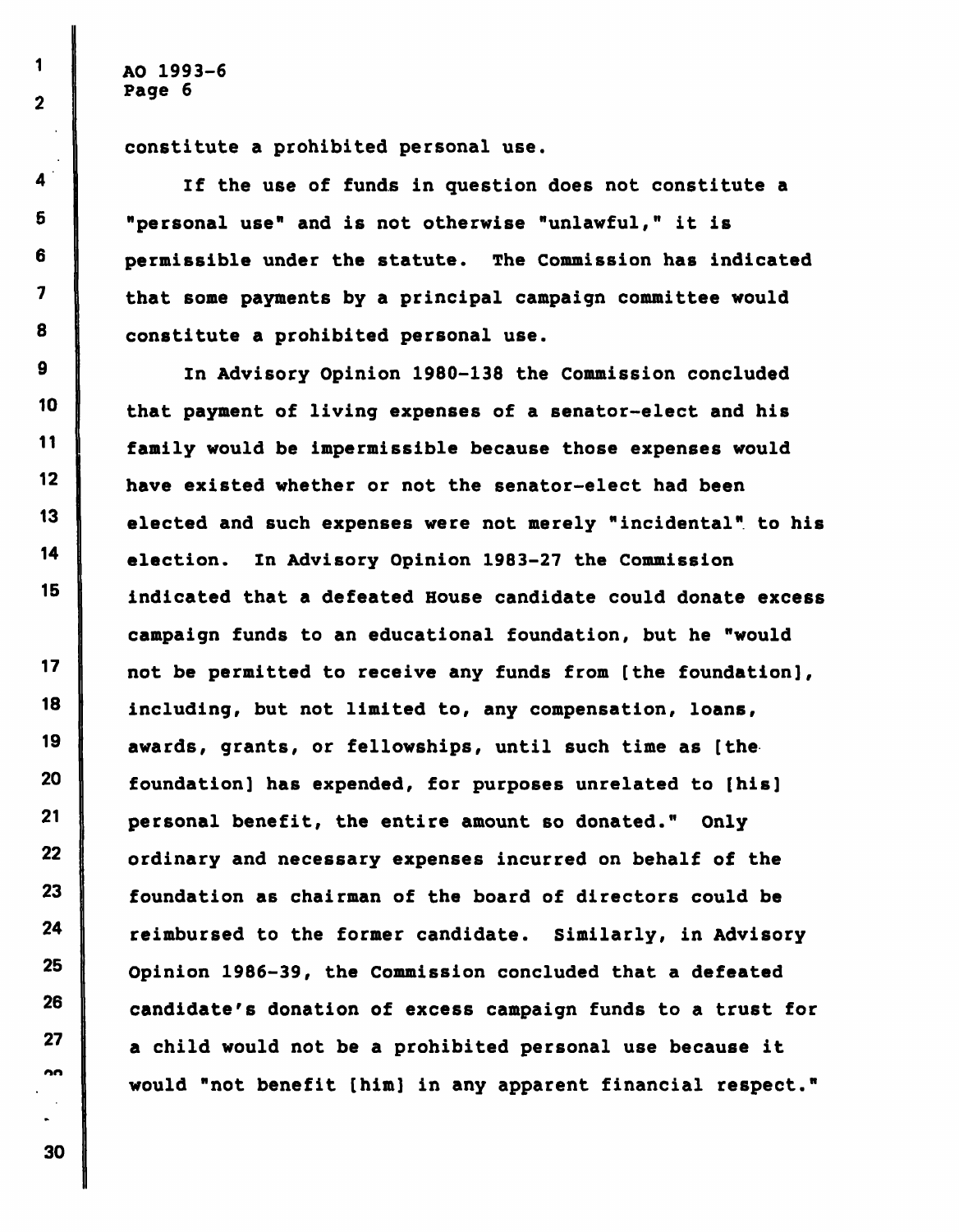constitute a prohibited personal use.

If the use of funds in question does not constitute a "personal use" and is not otherwise "unlawful," it is permissible under the statute. The Commission has indicated that some payments by a principal campaign committee would constitute a prohibited personal use.

In Advisory Opinion 1980-138 the Commission concluded that payment of living expenses of a senator-elect and his family would be impermissible because those expenses would have existed whether or not the senator-elect had been elected and such expenses were not merely "incidental" to his election. In Advisory Opinion 1983-27 the Commission indicated that a defeated House candidate could donate excess campaign funds to an educational foundation, but he "would not be permitted to receive any funds from [the foundation], including, but not limited to, any compensation, loans, awards, grants, or fellowships, until such time as [the foundation] has expended, for purposes unrelated to [his] personal benefit, the entire amount so donated." Only ordinary and necessary expenses incurred on behalf of the foundation as chairman of the board of directors could be reimbursed to the former candidate. Similarly, in Advisory Opinion 1986-39, the Commission concluded that a defeated candidate's donation of excess campaign funds to a trust for a child would not be a prohibited personal use because it would "not benefit [him] in any apparent financial respect."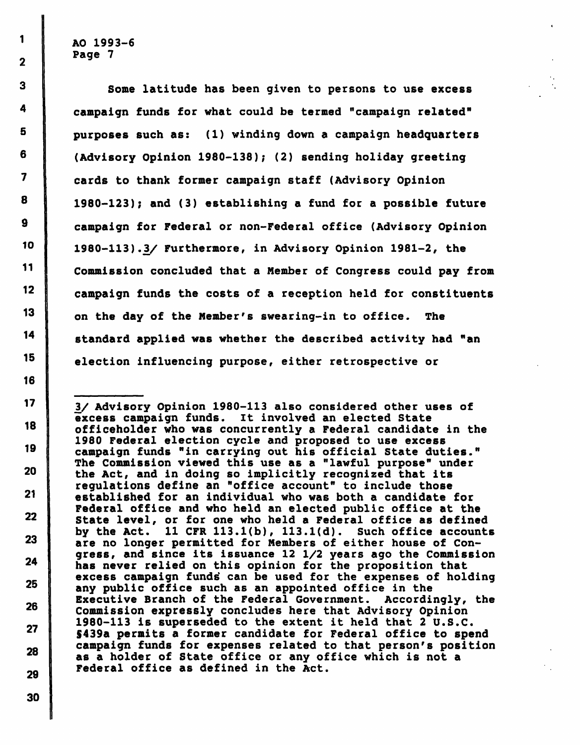Some latitude has been given to persons to use excess campaign funds for what could be termed "campaign related" purposes such as: (1) winding down a campaign headquarters (Advisory Opinion 1980-138); (2) sending holiday greeting cards to thank former campaign staff (Advisory Opinion 1980-123); and (3) establishing a fund for a possible future campaign for Federal or non-Federal office (Advisory Opinion 1980-113).3/ Furthermore, in Advisory Opinion 1981-2, the Commission concluded that a Member of Congress could pay from campaign funds the costs of a reception held for constituents on the day of the Member's swearing-in to office. The standard applied was whether the described activity had "an election influencing purpose, either retrospective or

---

3/ Advisory Opinion 1980-113 also considered other uses of excess campaign funds. It involved an elected State officeholder who was concurrently a Federal candidate in the 1980 Federal election cycle and proposed to use excess campaign funds "in carrying out his official State duties." The Commission viewed this use as a "lawful purpose" under the Act, and in doing so implicitly recognized that its regulations define an "office account" to include those established for an individual who was both a candidate for Federal office and who held an elected public office at the State level, or for one who held a Federal office as defined by the Act. 11 CFR 113.1(b), 113.1(d). Such office accounts are no longer permitted for Members of either house of Congress, and since its issuance 12 1/2 years ago the Commission has never relied on this opinion for the proposition that excess campaign funds can be used for the expenses of holding any public office such as an appointed office in the Executive Branch of the Federal Government. Accordingly, the Commission expressly concludes here that Advisory Opinion 1980-113 is superseded to the extent it held that 2 U.S.C. §439a permits a former candidate for Federal office to spend campaign funds for expenses related to that person's position as a holder of State office or any office which is not a Federal office as defined in the Act.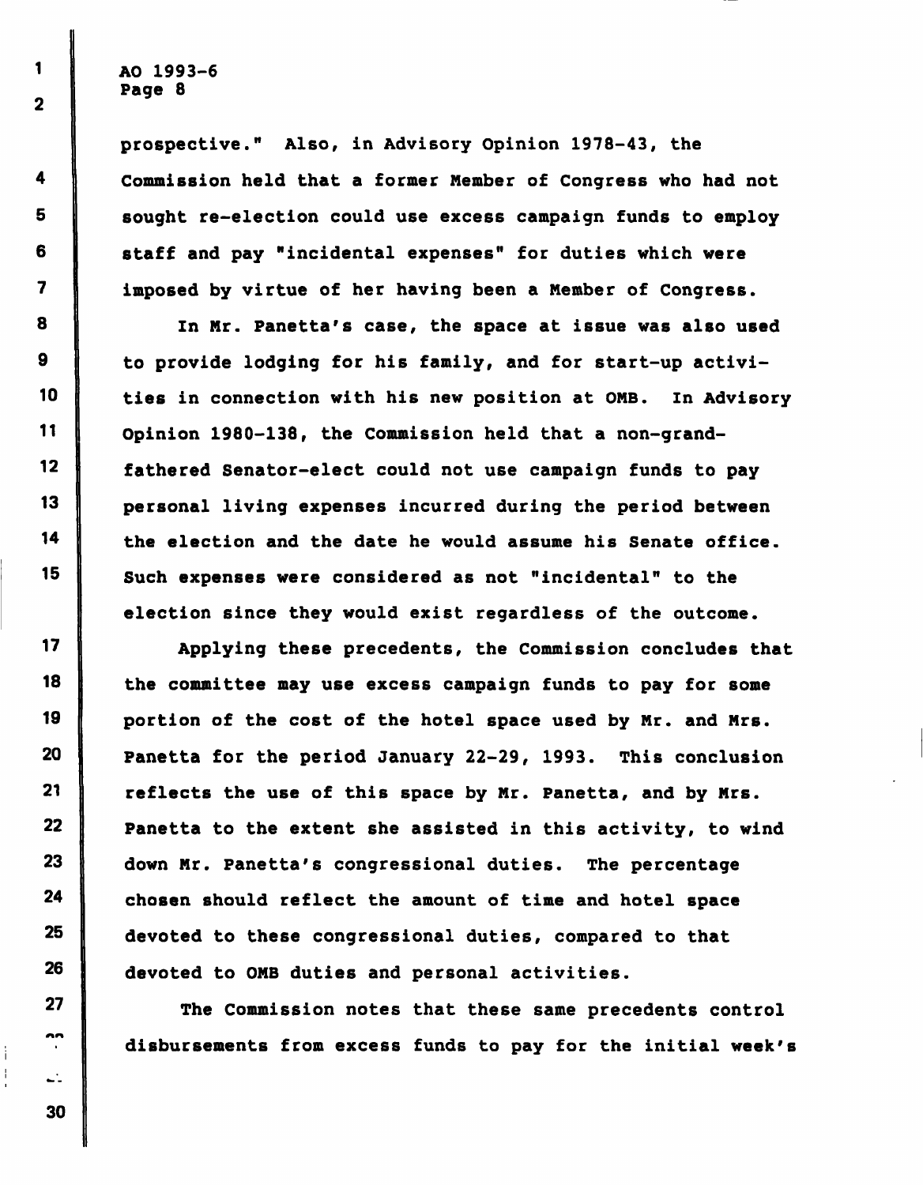prospective." Also, in Advisory Opinion 1978-43, the Commission held that a former Member of Congress who had not sought re-election could use excess campaign funds to employ staff and pay "incidental expenses" for duties which were imposed by virtue of her having been a Member of Congress.

In Mr. Panetta's case, the space at issue was also used to provide lodging for his family, and for start-up activities in connection with his new position at OMB. In Advisory Opinion 1980-138, the Commission held that a non-grandfathered Senator-elect could not use campaign funds to pay personal living expenses incurred during the period between the election and the date he would assume his Senate office. Such expenses were considered as not "incidental" to the election since they would exist regardless of the outcome.

Applying these precedents, the Commission concludes that the committee may use excess campaign funds to pay for some portion of the cost of the hotel space used by Mr. and Mrs. Panetta for the period January 22-29, 1993. This conclusion reflects the use of this space by Mr. Panetta, and by Mrs. Panetta to the extent she assisted in this activity, to wind down Mr. Panetta's congressional duties. The percentage chosen should reflect the amount of time and hotel space devoted to these congressional duties, compared to that devoted to OMB duties and personal activities.

The Commission notes that these same precedents control disbursements from excess funds to pay for the initial week's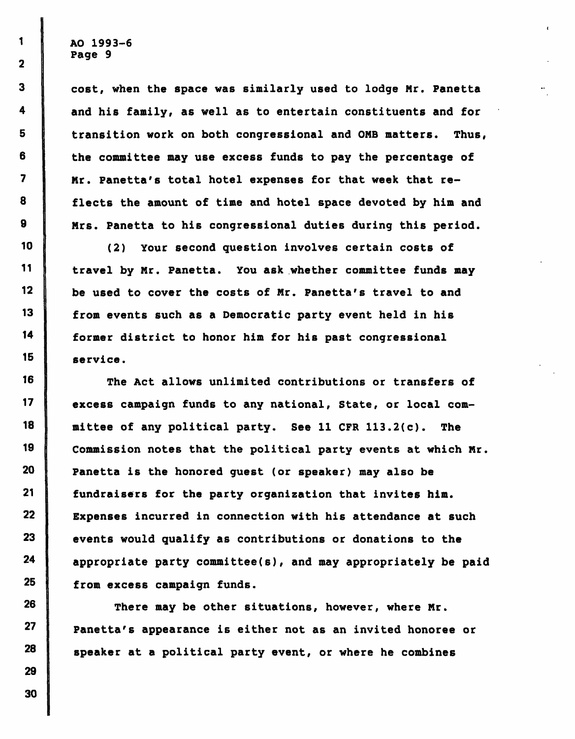cost, when the space was similarly used to lodge Mr. Panetta and his family, as well as to entertain constituents and for transition work on both congressional and OMB matters. Thus, the committee may use excess funds to pay the percentage of Mr. Panetta's total hotel expenses for that week that reflects the amount of time and hotel space devoted by him and Mrs. Panetta to his congressional duties during this period.

(2) Your second question involves certain costs of travel by Mr. Panetta. You ask whether committee funds may be used to cover the costs of Mr. Panetta's travel to and from events such as a Democratic party event held in his former district to honor him for his past congressional service.

The Act allows unlimited contributions or transfers of excess campaign funds to any national, State, or local committee of any political party. See 11 CFR 113.2(c). The Commission notes that the political party events at which Mr. Panetta is the honored guest (or speaker) may also be fundraisers for the party organization that invites him. Expenses incurred in connection with his attendance at such events would qualify as contributions or donations to the appropriate party committee(s), and may appropriately be paid from excess campaign funds.

There may be other situations, however, where Mr. Panetta's appearance is either not as an invited honoree or speaker at a political party event, or where he combines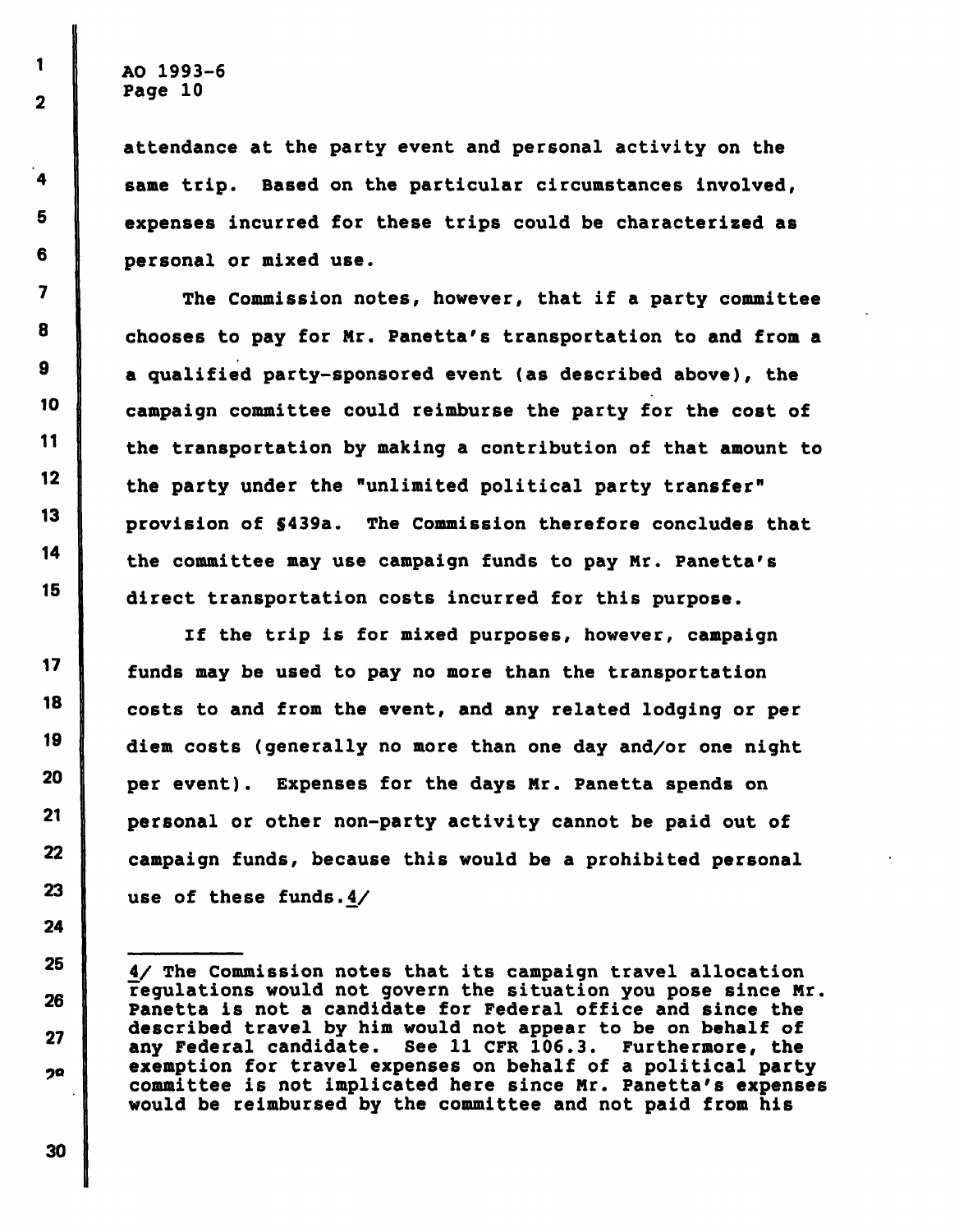attendance at the party event and personal activity on the same trip. Based on the particular circumstances involved, expenses incurred for these trips could be characterized as personal or mixed use.

The Commission notes, however, that if a party committee chooses to pay for Mr. Panetta's transportation to and from a a qualified party-sponsored event (as described above), the campaign committee could reimburse the party for the cost of the transportation by making a contribution of that amount to the party under the "unlimited political party transfer" provision of §439a. The Commission therefore concludes that the committee may use campaign funds to pay Mr. Panetta's direct transportation costs incurred for this purpose.

If the trip is for mixed purposes, however, campaign funds may be used to pay no more than the transportation costs to and from the event, and any related lodging or per diem costs (generally no more than one day and/or one night per event). Expenses for the days Mr. Panetta spends on personal or other non-party activity cannot be paid out of campaign funds, because this would be a prohibited personal use of these funds.4/

---

4/ The Commission notes that its campaign travel allocation regulations would not govern the situation you pose since Mr. Panetta is not a candidate for Federal office and since the described travel by him would not appear to be on behalf of any Federal candidate. See 11 CFR 106.3. Furthermore, the exemption for travel expenses on behalf of a political party committee is not implicated here since Mr. Panetta's expenses would be reimbursed by the committee and not paid from his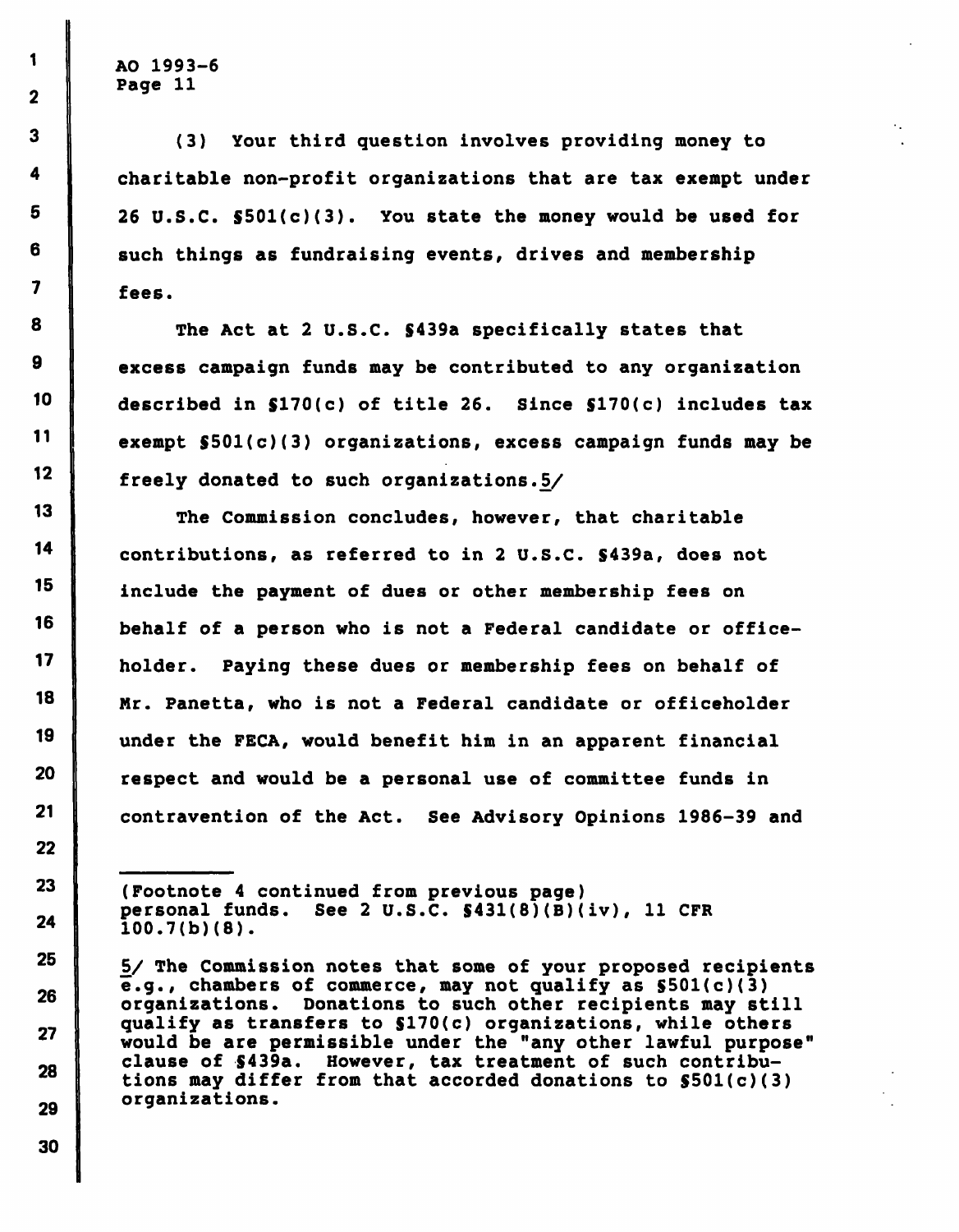(3) Your third question involves providing money to charitable non-profit organizations that are tax exempt under 26 U.S.C. §501(c)(3). You state the money would be used for such things as fundraising events, drives and membership fees.

The Act at 2 U.S.C. §439a specifically states that excess campaign funds may be contributed to any organization described in §170(c) of title 26. Since §170(c) includes tax exempt §501(c)(3) organizations, excess campaign funds may be freely donated to such organizations.5/

The Commission concludes, however, that charitable contributions, as referred to in 2 U.S.C. §439a, does not include the payment of dues or other membership fees on behalf of a person who is not a Federal candidate or officeholder. Paying these dues or membership fees on behalf of Mr. Panetta, who is not a Federal candidate or officeholder under the FECA, would benefit him in an apparent financial respect and would be a personal use of committee funds in contravention of the Act. See Advisory Opinions 1986-39 and

---

(Footnote 4 continued from previous page) personal funds. See 2 U.S.C. §431(8)(B)(iv), 11 CFR 100.7(b)(8).

5/ The Commission notes that some of your proposed recipients e.g., chambers of commerce, may not qualify as §501(c)(3) organizations. Donations to such other recipients may still qualify as transfers to §170(c) organizations, while others would be are permissible under the "any other lawful purpose" clause of §439a. However, tax treatment of such contributions may differ from that accorded donations to §501(c)(3) organizations.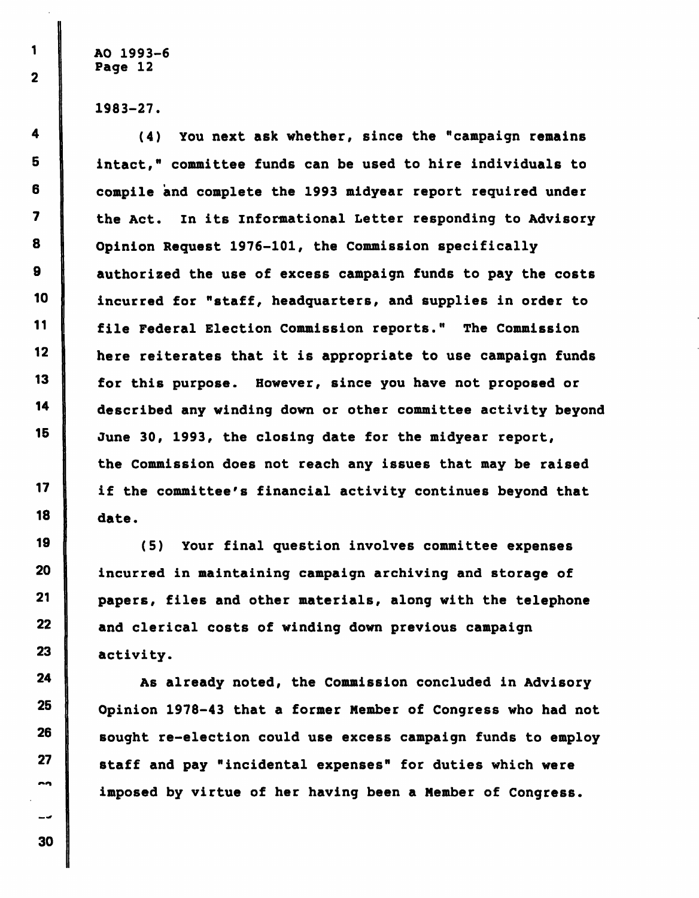1983-27.

(4) You next ask whether, since the "campaign remains intact," committee funds can be used to hire individuals to compile and complete the 1993 midyear report required under the Act. In its Informational Letter responding to Advisory Opinion Request 1976-101, the Commission specifically authorized the use of excess campaign funds to pay the costs incurred for "staff, headquarters, and supplies in order to file Federal Election Commission reports." The Commission here reiterates that it is appropriate to use campaign funds for this purpose. However, since you have not proposed or described any winding down or other committee activity beyond June 30, 1993, the closing date for the midyear report, the Commission does not reach any issues that may be raised if the committee's financial activity continues beyond that date.

(5) Your final question involves committee expenses incurred in maintaining campaign archiving and storage of papers, files and other materials, along with the telephone and clerical costs of winding down previous campaign activity.

As already noted, the Commission concluded in Advisory Opinion 1978-43 that a former Member of Congress who had not sought re-election could use excess campaign funds to employ staff and pay "incidental expenses" for duties which were imposed by virtue of her having been a Member of Congress.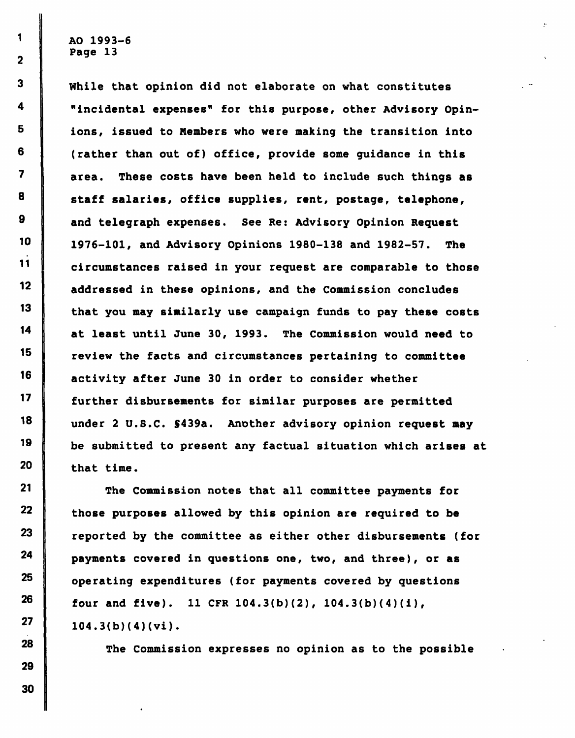While that opinion did not elaborate on what constitutes "incidental expenses" for this purpose, other Advisory Opinions, issued to Members who were making the transition into (rather than out of) office, provide some guidance in this area. These costs have been held to include such things as staff salaries, office supplies, rent, postage, telephone, and telegraph expenses. See Re: Advisory Opinion Request 1976-101, and Advisory Opinions 1980-138 and 1982-57. The circumstances raised in your request are comparable to those addressed in these opinions, and the Commission concludes that you may similarly use campaign funds to pay these costs at least until June 30, 1993. The Commission would need to review the facts and circumstances pertaining to committee activity after June 30 in order to consider whether further disbursements for similar purposes are permitted under 2 U.S.C. §439a. Another advisory opinion request may be submitted to present any factual situation which arises at that time.

The Commission notes that all committee payments for those purposes allowed by this opinion are required to be reported by the committee as either other disbursements (for payments covered in questions one, two, and three), or as operating expenditures (for payments covered by questions four and five). 11 CFR 104.3(b)(2), 104.3(b)(4)(i), 104.3(b)(4)(vi).

The Commission expresses no opinion as to the possible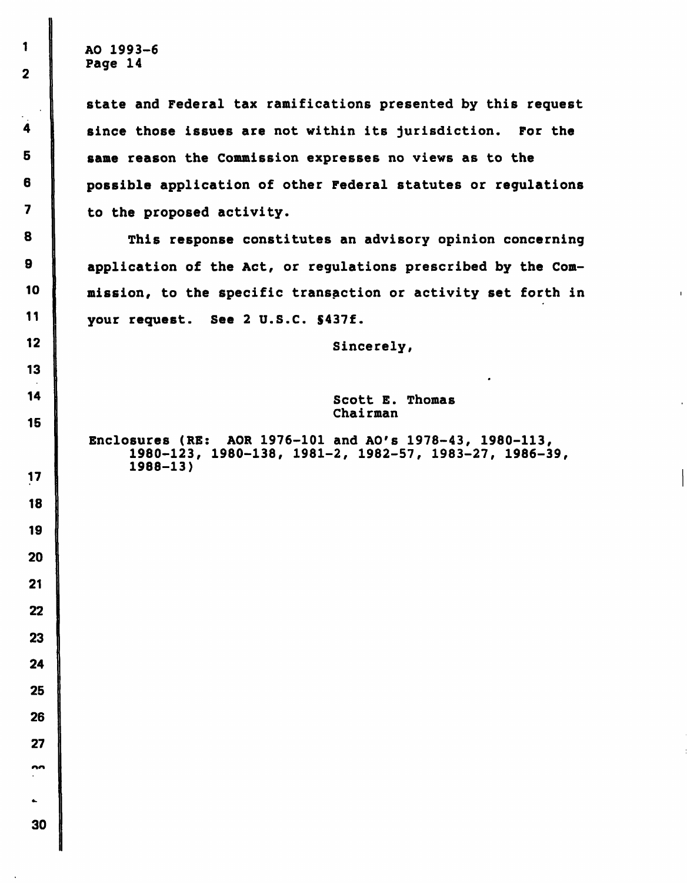state and Federal tax ramifications presented by this request since those issues are not within its jurisdiction. For the same reason the Commission expresses no views as to the possible application of other Federal statutes or regulations to the proposed activity.

This response constitutes an advisory opinion concerning application of the Act, or regulations prescribed by the Commission, to the specific transaction or activity set forth in your request. See 2 U.S.C. §437f.

Sincerely,

Scott E. Thomas
Chairman

Enclosures (RE: AOR 1976-101 and AO's 1978-43, 1980-113, 1980-123, 1980-138, 1981-2, 1982-57, 1983-27, 1986-39, 1988-13)